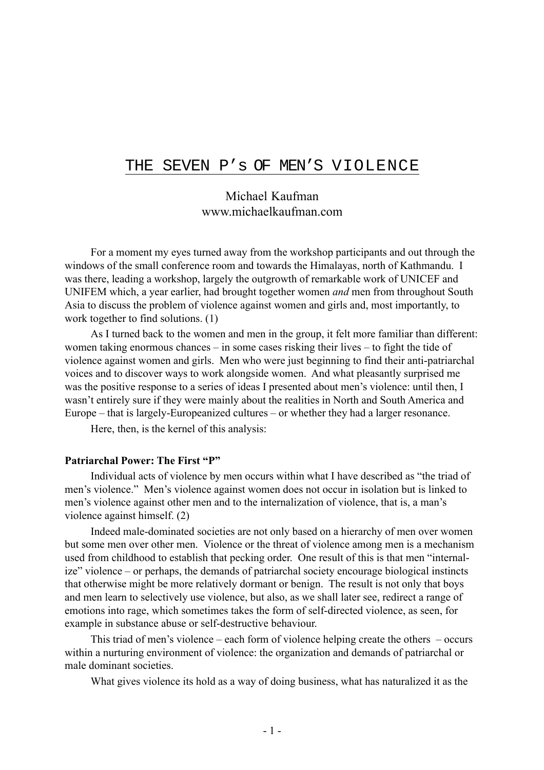# THE SEVEN P's OF MEN'S VIOLENCE

Michael Kaufman
www.michaelkaufman.com

For a moment my eyes turned away from the workshop participants and out through the windows of the small conference room and towards the Himalayas, north of Kathmandu. I was there, leading a workshop, largely the outgrowth of remarkable work of UNICEF and UNIFEM which, a year earlier, had brought together women *and* men from throughout South Asia to discuss the problem of violence against women and girls and, most importantly, to work together to find solutions. (1)

As I turned back to the women and men in the group, it felt more familiar than different: women taking enormous chances – in some cases risking their lives – to fight the tide of violence against women and girls. Men who were just beginning to find their anti-patriarchal voices and to discover ways to work alongside women. And what pleasantly surprised me was the positive response to a series of ideas I presented about men's violence: until then, I wasn't entirely sure if they were mainly about the realities in North and South America and Europe – that is largely-Europeanized cultures – or whether they had a larger resonance.

Here, then, is the kernel of this analysis:

**Patriarchal Power: The First "P"**

Individual acts of violence by men occurs within what I have described as "the triad of men's violence." Men's violence against women does not occur in isolation but is linked to men's violence against other men and to the internalization of violence, that is, a man's violence against himself. (2)

Indeed male-dominated societies are not only based on a hierarchy of men over women but some men over other men. Violence or the threat of violence among men is a mechanism used from childhood to establish that pecking order. One result of this is that men "internalize" violence – or perhaps, the demands of patriarchal society encourage biological instincts that otherwise might be more relatively dormant or benign. The result is not only that boys and men learn to selectively use violence, but also, as we shall later see, redirect a range of emotions into rage, which sometimes takes the form of self-directed violence, as seen, for example in substance abuse or self-destructive behaviour.

This triad of men's violence – each form of violence helping create the others – occurs within a nurturing environment of violence: the organization and demands of patriarchal or male dominant societies.

What gives violence its hold as a way of doing business, what has naturalized it as the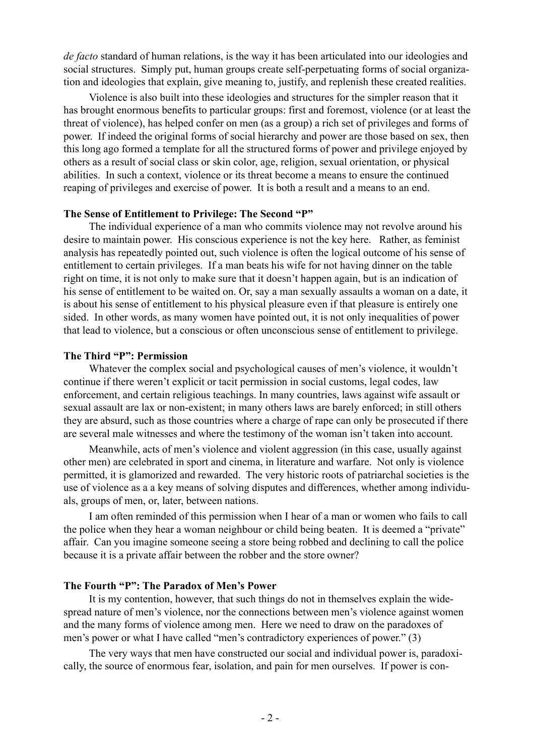*de facto* standard of human relations, is the way it has been articulated into our ideologies and social structures. Simply put, human groups create self-perpetuating forms of social organization and ideologies that explain, give meaning to, justify, and replenish these created realities.

Violence is also built into these ideologies and structures for the simpler reason that it has brought enormous benefits to particular groups: first and foremost, violence (or at least the threat of violence), has helped confer on men (as a group) a rich set of privileges and forms of power. If indeed the original forms of social hierarchy and power are those based on sex, then this long ago formed a template for all the structured forms of power and privilege enjoyed by others as a result of social class or skin color, age, religion, sexual orientation, or physical abilities. In such a context, violence or its threat become a means to ensure the continued reaping of privileges and exercise of power. It is both a result and a means to an end.

**The Sense of Entitlement to Privilege: The Second "P"**

The individual experience of a man who commits violence may not revolve around his desire to maintain power. His conscious experience is not the key here. Rather, as feminist analysis has repeatedly pointed out, such violence is often the logical outcome of his sense of entitlement to certain privileges. If a man beats his wife for not having dinner on the table right on time, it is not only to make sure that it doesn't happen again, but is an indication of his sense of entitlement to be waited on. Or, say a man sexually assaults a woman on a date, it is about his sense of entitlement to his physical pleasure even if that pleasure is entirely one sided. In other words, as many women have pointed out, it is not only inequalities of power that lead to violence, but a conscious or often unconscious sense of entitlement to privilege.

**The Third "P": Permission**

Whatever the complex social and psychological causes of men's violence, it wouldn't continue if there weren't explicit or tacit permission in social customs, legal codes, law enforcement, and certain religious teachings. In many countries, laws against wife assault or sexual assault are lax or non-existent; in many others laws are barely enforced; in still others they are absurd, such as those countries where a charge of rape can only be prosecuted if there are several male witnesses and where the testimony of the woman isn't taken into account.

Meanwhile, acts of men's violence and violent aggression (in this case, usually against other men) are celebrated in sport and cinema, in literature and warfare. Not only is violence permitted, it is glamorized and rewarded. The very historic roots of patriarchal societies is the use of violence as a a key means of solving disputes and differences, whether among individuals, groups of men, or, later, between nations.

I am often reminded of this permission when I hear of a man or women who fails to call the police when they hear a woman neighbour or child being beaten. It is deemed a "private" affair. Can you imagine someone seeing a store being robbed and declining to call the police because it is a private affair between the robber and the store owner?

**The Fourth "P": The Paradox of Men's Power**

It is my contention, however, that such things do not in themselves explain the widespread nature of men's violence, nor the connections between men's violence against women and the many forms of violence among men. Here we need to draw on the paradoxes of men's power or what I have called "men's contradictory experiences of power." (3)

The very ways that men have constructed our social and individual power is, paradoxically, the source of enormous fear, isolation, and pain for men ourselves. If power is con-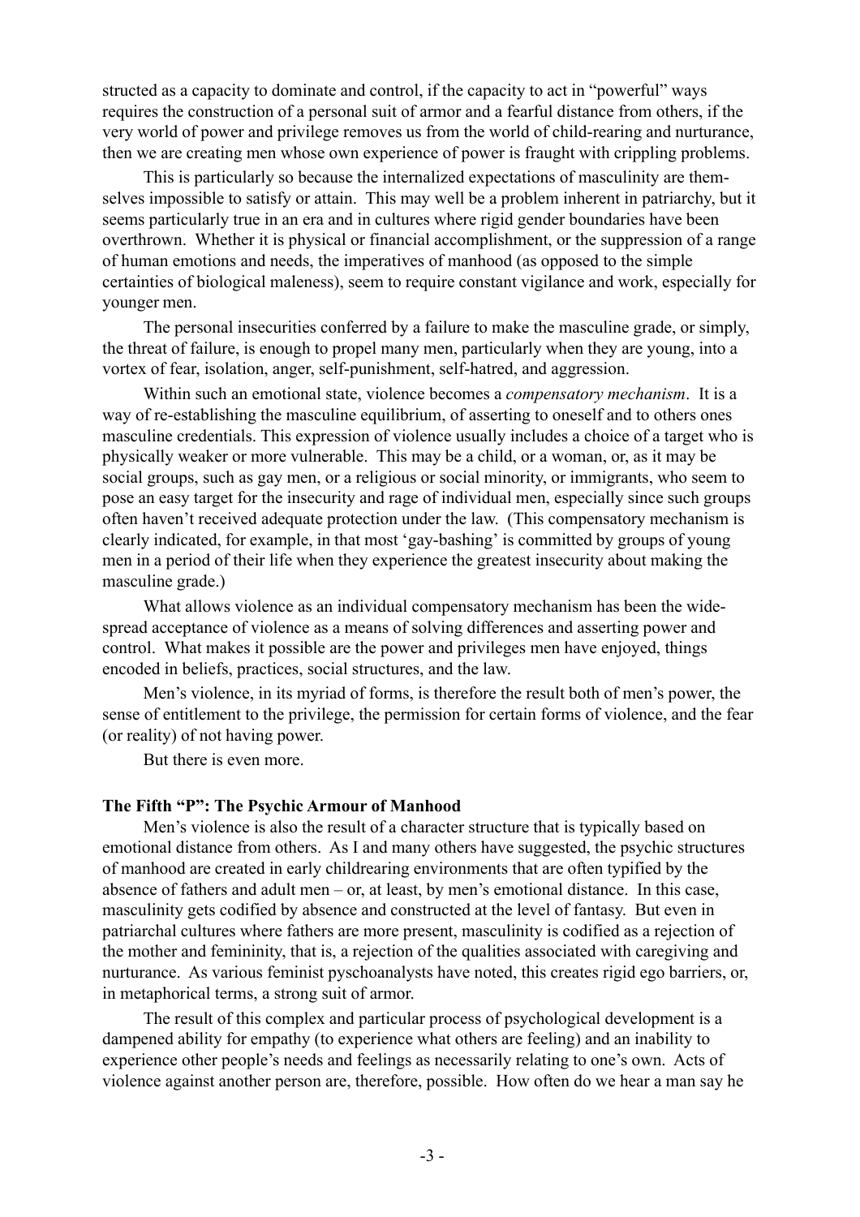structed as a capacity to dominate and control, if the capacity to act in "powerful" ways requires the construction of a personal suit of armor and a fearful distance from others, if the very world of power and privilege removes us from the world of child-rearing and nurturance, then we are creating men whose own experience of power is fraught with crippling problems.

This is particularly so because the internalized expectations of masculinity are themselves impossible to satisfy or attain. This may well be a problem inherent in patriarchy, but it seems particularly true in an era and in cultures where rigid gender boundaries have been overthrown. Whether it is physical or financial accomplishment, or the suppression of a range of human emotions and needs, the imperatives of manhood (as opposed to the simple certainties of biological maleness), seem to require constant vigilance and work, especially for younger men.

The personal insecurities conferred by a failure to make the masculine grade, or simply, the threat of failure, is enough to propel many men, particularly when they are young, into a vortex of fear, isolation, anger, self-punishment, self-hatred, and aggression.

Within such an emotional state, violence becomes a *compensatory mechanism*. It is a way of re-establishing the masculine equilibrium, of asserting to oneself and to others ones masculine credentials. This expression of violence usually includes a choice of a target who is physically weaker or more vulnerable. This may be a child, or a woman, or, as it may be social groups, such as gay men, or a religious or social minority, or immigrants, who seem to pose an easy target for the insecurity and rage of individual men, especially since such groups often haven't received adequate protection under the law. (This compensatory mechanism is clearly indicated, for example, in that most 'gay-bashing' is committed by groups of young men in a period of their life when they experience the greatest insecurity about making the masculine grade.)

What allows violence as an individual compensatory mechanism has been the widespread acceptance of violence as a means of solving differences and asserting power and control. What makes it possible are the power and privileges men have enjoyed, things encoded in beliefs, practices, social structures, and the law.

Men's violence, in its myriad of forms, is therefore the result both of men's power, the sense of entitlement to the privilege, the permission for certain forms of violence, and the fear (or reality) of not having power.

But there is even more.

### The Fifth "P": The Psychic Armour of Manhood

Men's violence is also the result of a character structure that is typically based on emotional distance from others. As I and many others have suggested, the psychic structures of manhood are created in early childrearing environments that are often typified by the absence of fathers and adult men – or, at least, by men's emotional distance. In this case, masculinity gets codified by absence and constructed at the level of fantasy. But even in patriarchal cultures where fathers are more present, masculinity is codified as a rejection of the mother and femininity, that is, a rejection of the qualities associated with caregiving and nurturance. As various feminist pyschoanalysts have noted, this creates rigid ego barriers, or, in metaphorical terms, a strong suit of armor.

The result of this complex and particular process of psychological development is a dampened ability for empathy (to experience what others are feeling) and an inability to experience other people's needs and feelings as necessarily relating to one's own. Acts of violence against another person are, therefore, possible. How often do we hear a man say he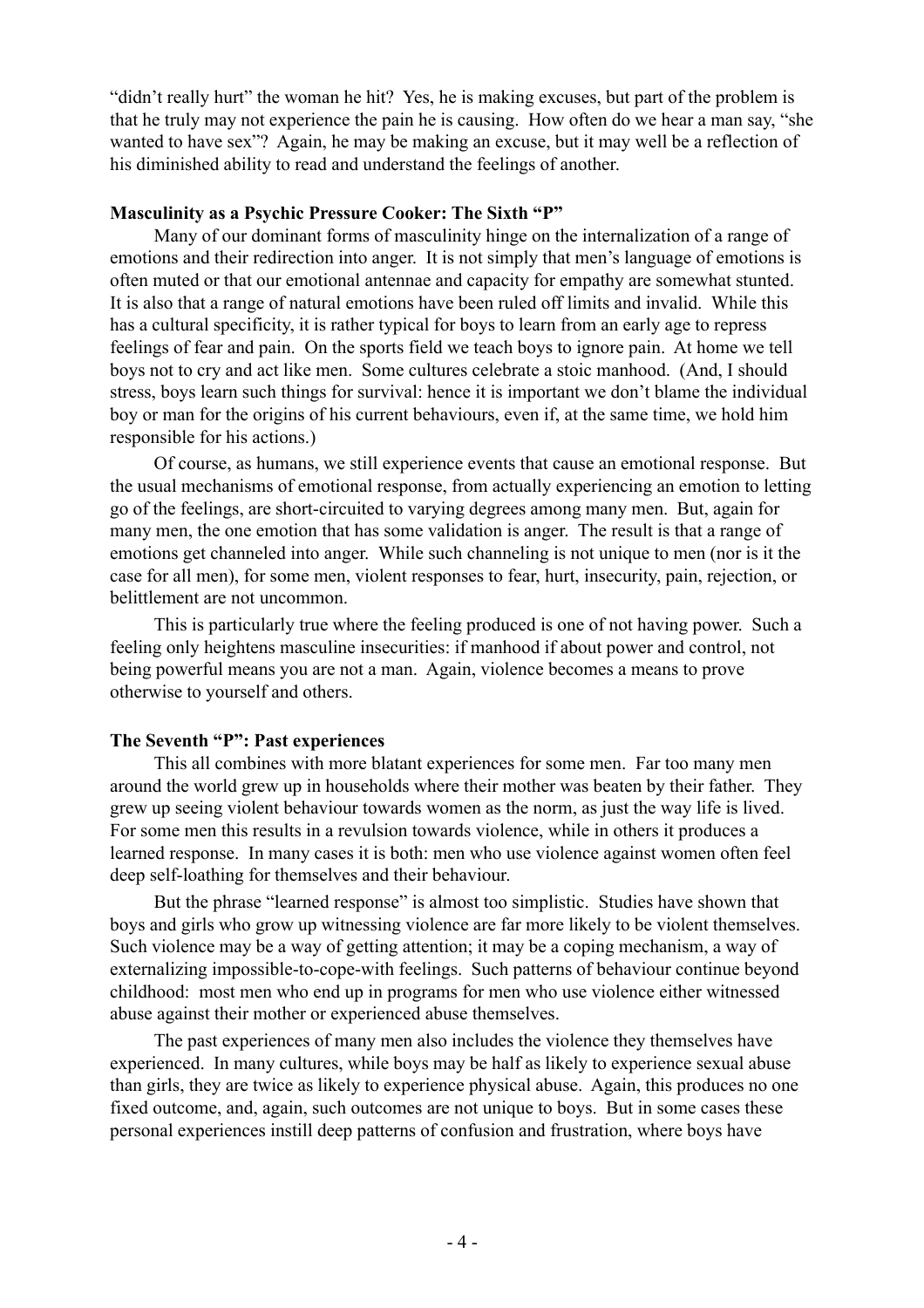"didn't really hurt" the woman he hit? Yes, he is making excuses, but part of the problem is that he truly may not experience the pain he is causing. How often do we hear a man say, "she wanted to have sex"? Again, he may be making an excuse, but it may well be a reflection of his diminished ability to read and understand the feelings of another.

**Masculinity as a Psychic Pressure Cooker: The Sixth "P"**

Many of our dominant forms of masculinity hinge on the internalization of a range of emotions and their redirection into anger. It is not simply that men's language of emotions is often muted or that our emotional antennae and capacity for empathy are somewhat stunted. It is also that a range of natural emotions have been ruled off limits and invalid. While this has a cultural specificity, it is rather typical for boys to learn from an early age to repress feelings of fear and pain. On the sports field we teach boys to ignore pain. At home we tell boys not to cry and act like men. Some cultures celebrate a stoic manhood. (And, I should stress, boys learn such things for survival: hence it is important we don't blame the individual boy or man for the origins of his current behaviours, even if, at the same time, we hold him responsible for his actions.)

Of course, as humans, we still experience events that cause an emotional response. But the usual mechanisms of emotional response, from actually experiencing an emotion to letting go of the feelings, are short-circuited to varying degrees among many men. But, again for many men, the one emotion that has some validation is anger. The result is that a range of emotions get channeled into anger. While such channeling is not unique to men (nor is it the case for all men), for some men, violent responses to fear, hurt, insecurity, pain, rejection, or belittlement are not uncommon.

This is particularly true where the feeling produced is one of not having power. Such a feeling only heightens masculine insecurities: if manhood if about power and control, not being powerful means you are not a man. Again, violence becomes a means to prove otherwise to yourself and others.

**The Seventh "P": Past experiences**

This all combines with more blatant experiences for some men. Far too many men around the world grew up in households where their mother was beaten by their father. They grew up seeing violent behaviour towards women as the norm, as just the way life is lived. For some men this results in a revulsion towards violence, while in others it produces a learned response. In many cases it is both: men who use violence against women often feel deep self-loathing for themselves and their behaviour.

But the phrase "learned response" is almost too simplistic. Studies have shown that boys and girls who grow up witnessing violence are far more likely to be violent themselves. Such violence may be a way of getting attention; it may be a coping mechanism, a way of externalizing impossible-to-cope-with feelings. Such patterns of behaviour continue beyond childhood: most men who end up in programs for men who use violence either witnessed abuse against their mother or experienced abuse themselves.

The past experiences of many men also includes the violence they themselves have experienced. In many cultures, while boys may be half as likely to experience sexual abuse than girls, they are twice as likely to experience physical abuse. Again, this produces no one fixed outcome, and, again, such outcomes are not unique to boys. But in some cases these personal experiences instill deep patterns of confusion and frustration, where boys have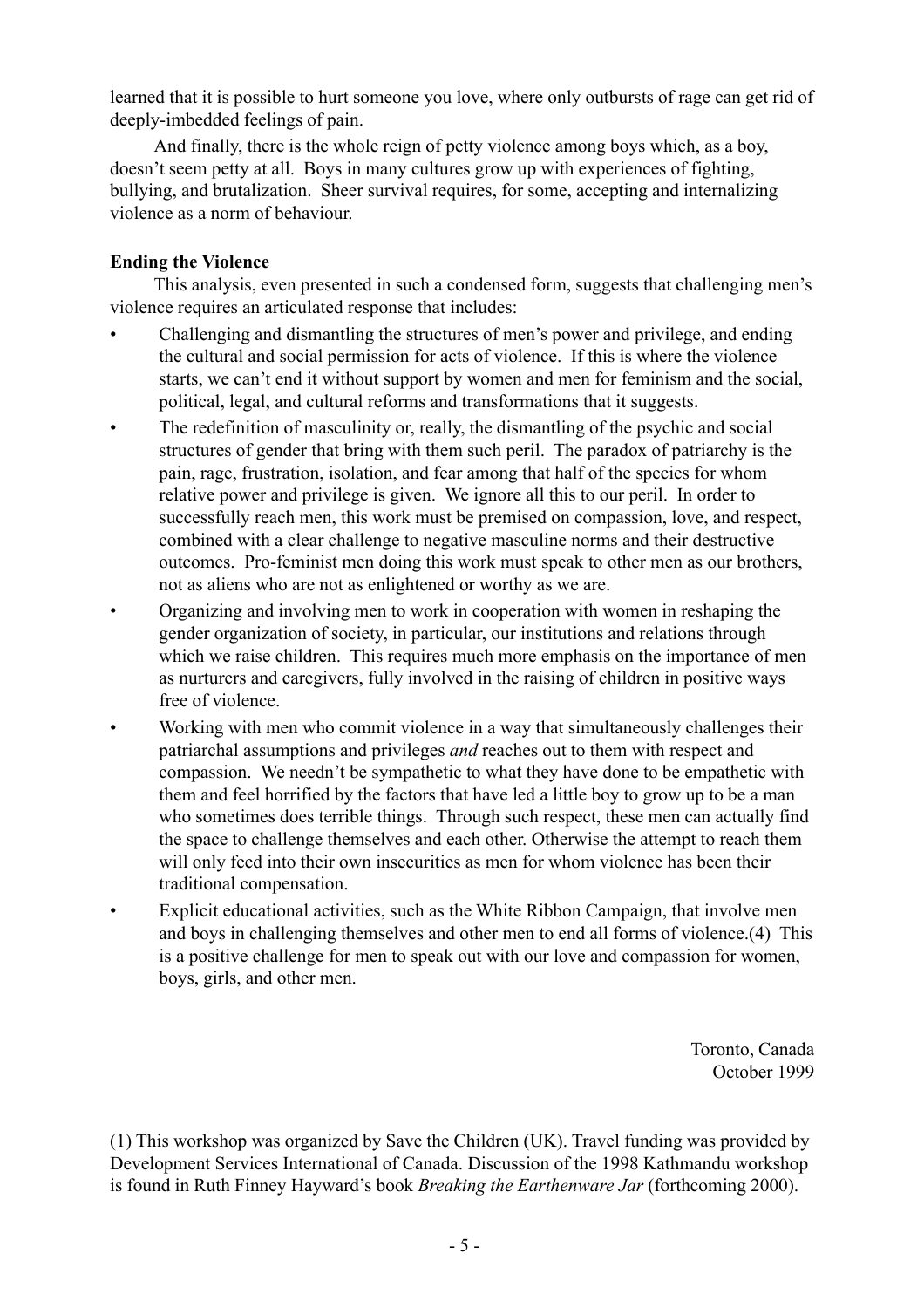learned that it is possible to hurt someone you love, where only outbursts of rage can get rid of deeply-imbedded feelings of pain.

And finally, there is the whole reign of petty violence among boys which, as a boy, doesn't seem petty at all. Boys in many cultures grow up with experiences of fighting, bullying, and brutalization. Sheer survival requires, for some, accepting and internalizing violence as a norm of behaviour.

**Ending the Violence**

This analysis, even presented in such a condensed form, suggests that challenging men's violence requires an articulated response that includes:

- Challenging and dismantling the structures of men's power and privilege, and ending the cultural and social permission for acts of violence. If this is where the violence starts, we can't end it without support by women and men for feminism and the social, political, legal, and cultural reforms and transformations that it suggests.
- The redefinition of masculinity or, really, the dismantling of the psychic and social structures of gender that bring with them such peril. The paradox of patriarchy is the pain, rage, frustration, isolation, and fear among that half of the species for whom relative power and privilege is given. We ignore all this to our peril. In order to successfully reach men, this work must be premised on compassion, love, and respect, combined with a clear challenge to negative masculine norms and their destructive outcomes. Pro-feminist men doing this work must speak to other men as our brothers, not as aliens who are not as enlightened or worthy as we are.
- Organizing and involving men to work in cooperation with women in reshaping the gender organization of society, in particular, our institutions and relations through which we raise children. This requires much more emphasis on the importance of men as nurturers and caregivers, fully involved in the raising of children in positive ways free of violence.
- Working with men who commit violence in a way that simultaneously challenges their patriarchal assumptions and privileges *and* reaches out to them with respect and compassion. We needn't be sympathetic to what they have done to be empathetic with them and feel horrified by the factors that have led a little boy to grow up to be a man who sometimes does terrible things. Through such respect, these men can actually find the space to challenge themselves and each other. Otherwise the attempt to reach them will only feed into their own insecurities as men for whom violence has been their traditional compensation.
- Explicit educational activities, such as the White Ribbon Campaign, that involve men and boys in challenging themselves and other men to end all forms of violence.(4) This is a positive challenge for men to speak out with our love and compassion for women, boys, girls, and other men.

Toronto, Canada
October 1999

(1) This workshop was organized by Save the Children (UK). Travel funding was provided by Development Services International of Canada. Discussion of the 1998 Kathmandu workshop is found in Ruth Finney Hayward's book *Breaking the Earthenware Jar* (forthcoming 2000).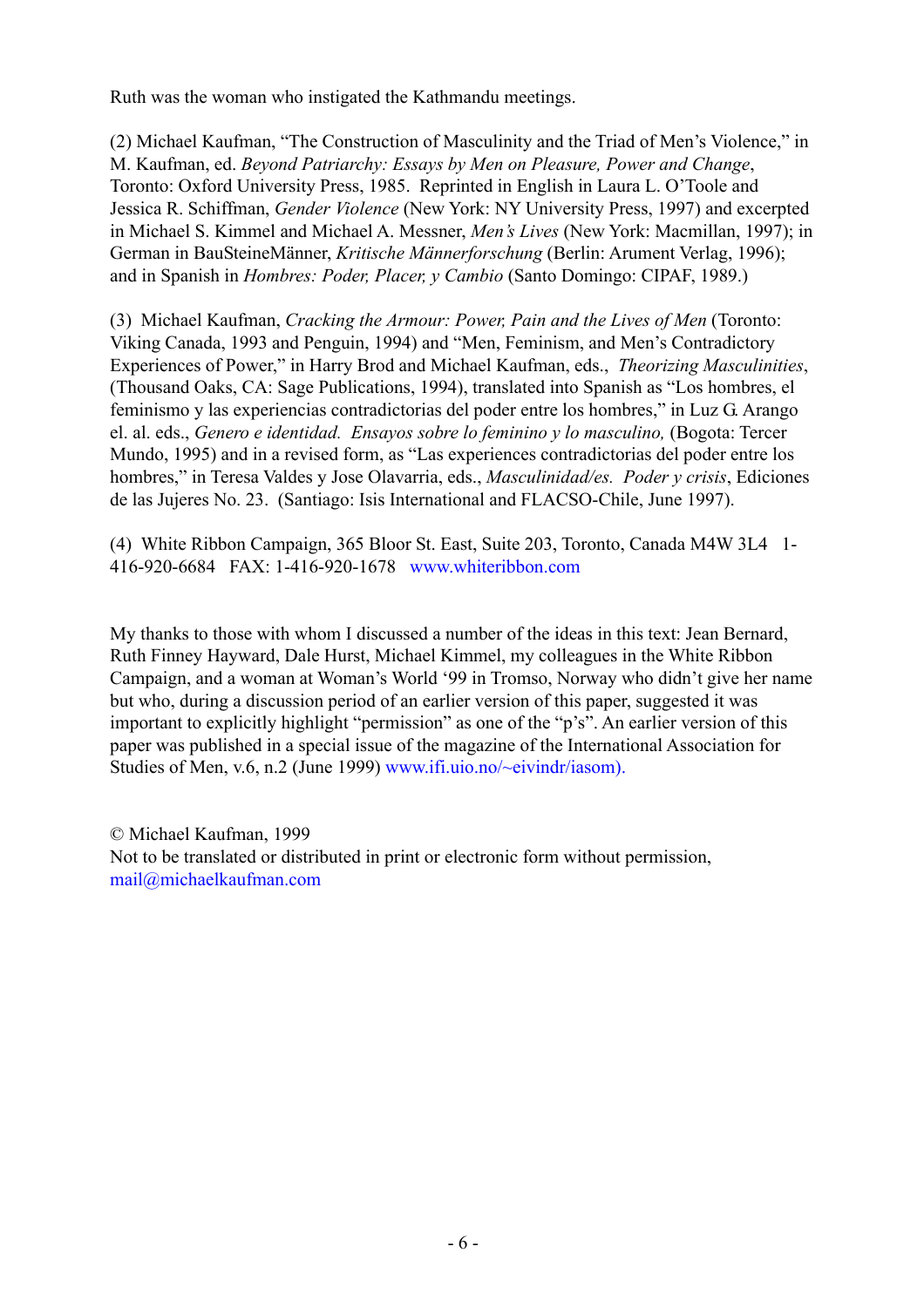Ruth was the woman who instigated the Kathmandu meetings.

(2) Michael Kaufman, "The Construction of Masculinity and the Triad of Men's Violence," in M. Kaufman, ed. *Beyond Patriarchy: Essays by Men on Pleasure, Power and Change*, Toronto: Oxford University Press, 1985. Reprinted in English in Laura L. O'Toole and Jessica R. Schiffman, *Gender Violence* (New York: NY University Press, 1997) and excerpted in Michael S. Kimmel and Michael A. Messner, *Men's Lives* (New York: Macmillan, 1997); in German in BauSteineMänner, *Kritische Männerforschung* (Berlin: Arument Verlag, 1996); and in Spanish in *Hombres: Poder, Placer, y Cambio* (Santo Domingo: CIPAF, 1989.)

(3) Michael Kaufman, *Cracking the Armour: Power, Pain and the Lives of Men* (Toronto: Viking Canada, 1993 and Penguin, 1994) and "Men, Feminism, and Men's Contradictory Experiences of Power," in Harry Brod and Michael Kaufman, eds., *Theorizing Masculinities*, (Thousand Oaks, CA: Sage Publications, 1994), translated into Spanish as "Los hombres, el feminismo y las experiencias contradictorias del poder entre los hombres," in Luz G. Arango el. al. eds., *Genero e identidad. Ensayos sobre lo feminino y lo masculino,* (Bogota: Tercer Mundo, 1995) and in a revised form, as "Las experiences contradictorias del poder entre los hombres," in Teresa Valdes y Jose Olavarria, eds., *Masculinidad/es. Poder y crisis*, Ediciones de las Jujeres No. 23. (Santiago: Isis International and FLACSO-Chile, June 1997).

(4) White Ribbon Campaign, 365 Bloor St. East, Suite 203, Toronto, Canada M4W 3L4 1-416-920-6684 FAX: 1-416-920-1678 www.whiteribbon.com

My thanks to those with whom I discussed a number of the ideas in this text: Jean Bernard, Ruth Finney Hayward, Dale Hurst, Michael Kimmel, my colleagues in the White Ribbon Campaign, and a woman at Woman's World '99 in Tromso, Norway who didn't give her name but who, during a discussion period of an earlier version of this paper, suggested it was important to explicitly highlight "permission" as one of the "p's". An earlier version of this paper was published in a special issue of the magazine of the International Association for Studies of Men, v.6, n.2 (June 1999) www.ifi.uio.no/~eivindr/iasom).

© Michael Kaufman, 1999
Not to be translated or distributed in print or electronic form without permission, mail@michaelkaufman.com